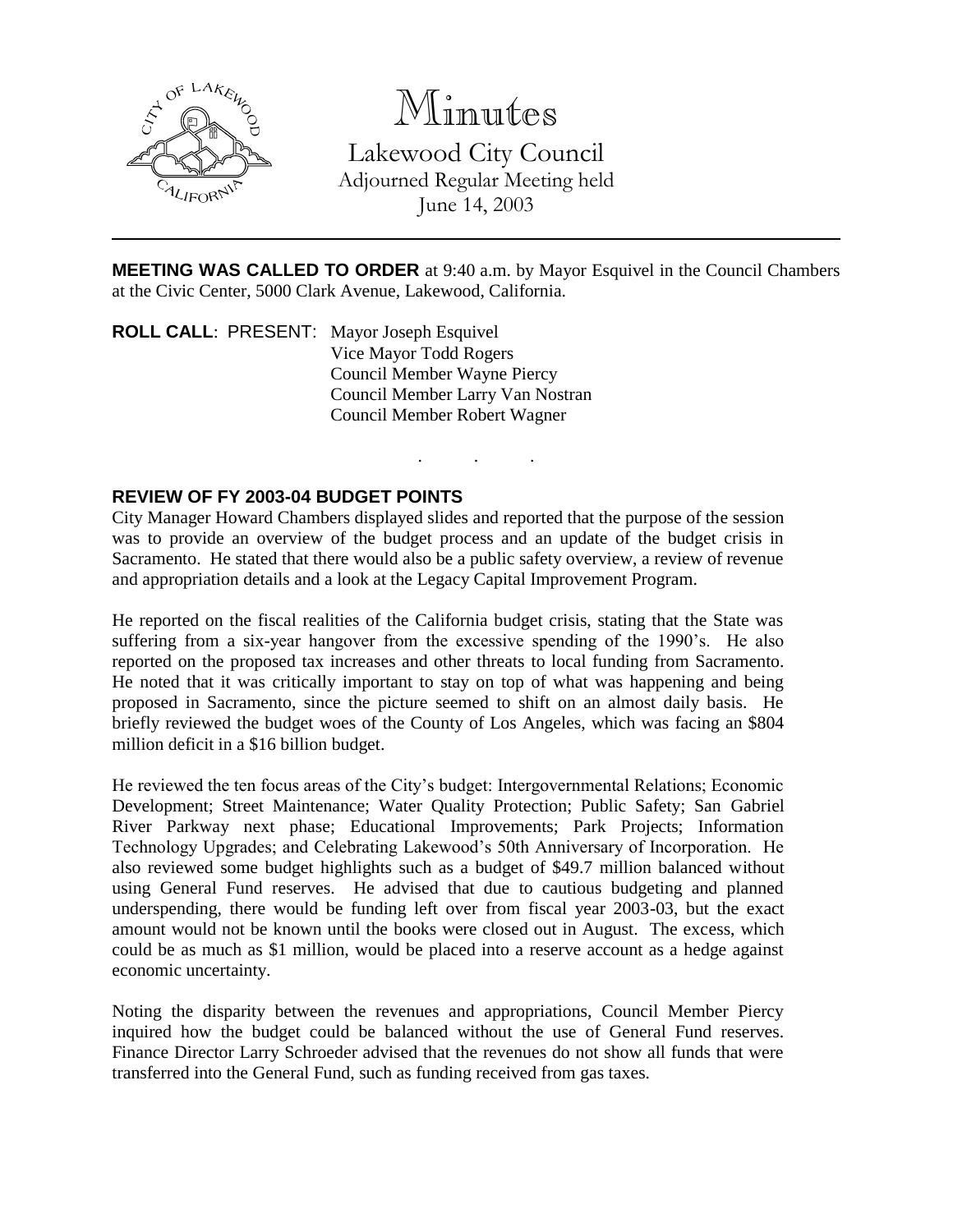# Minutes

Lakewood City Council
Adjourned Regular Meeting held
June 14, 2003

---

**MEETING WAS CALLED TO ORDER** at 9:40 a.m. by Mayor Esquivel in the Council Chambers at the Civic Center, 5000 Clark Avenue, Lakewood, California.

**ROLL CALL**: PRESENT: Mayor Joseph Esquivel
Vice Mayor Todd Rogers
Council Member Wayne Piercy
Council Member Larry Van Nostran
Council Member Robert Wagner

. . .

**REVIEW OF FY 2003-04 BUDGET POINTS**

City Manager Howard Chambers displayed slides and reported that the purpose of the session was to provide an overview of the budget process and an update of the budget crisis in Sacramento. He stated that there would also be a public safety overview, a review of revenue and appropriation details and a look at the Legacy Capital Improvement Program.

He reported on the fiscal realities of the California budget crisis, stating that the State was suffering from a six-year hangover from the excessive spending of the 1990's. He also reported on the proposed tax increases and other threats to local funding from Sacramento. He noted that it was critically important to stay on top of what was happening and being proposed in Sacramento, since the picture seemed to shift on an almost daily basis. He briefly reviewed the budget woes of the County of Los Angeles, which was facing an $804 million deficit in a $16 billion budget.

He reviewed the ten focus areas of the City's budget: Intergovernmental Relations; Economic Development; Street Maintenance; Water Quality Protection; Public Safety; San Gabriel River Parkway next phase; Educational Improvements; Park Projects; Information Technology Upgrades; and Celebrating Lakewood's 50th Anniversary of Incorporation. He also reviewed some budget highlights such as a budget of $49.7 million balanced without using General Fund reserves. He advised that due to cautious budgeting and planned underspending, there would be funding left over from fiscal year 2003-03, but the exact amount would not be known until the books were closed out in August. The excess, which could be as much as $1 million, would be placed into a reserve account as a hedge against economic uncertainty.

Noting the disparity between the revenues and appropriations, Council Member Piercy inquired how the budget could be balanced without the use of General Fund reserves. Finance Director Larry Schroeder advised that the revenues do not show all funds that were transferred into the General Fund, such as funding received from gas taxes.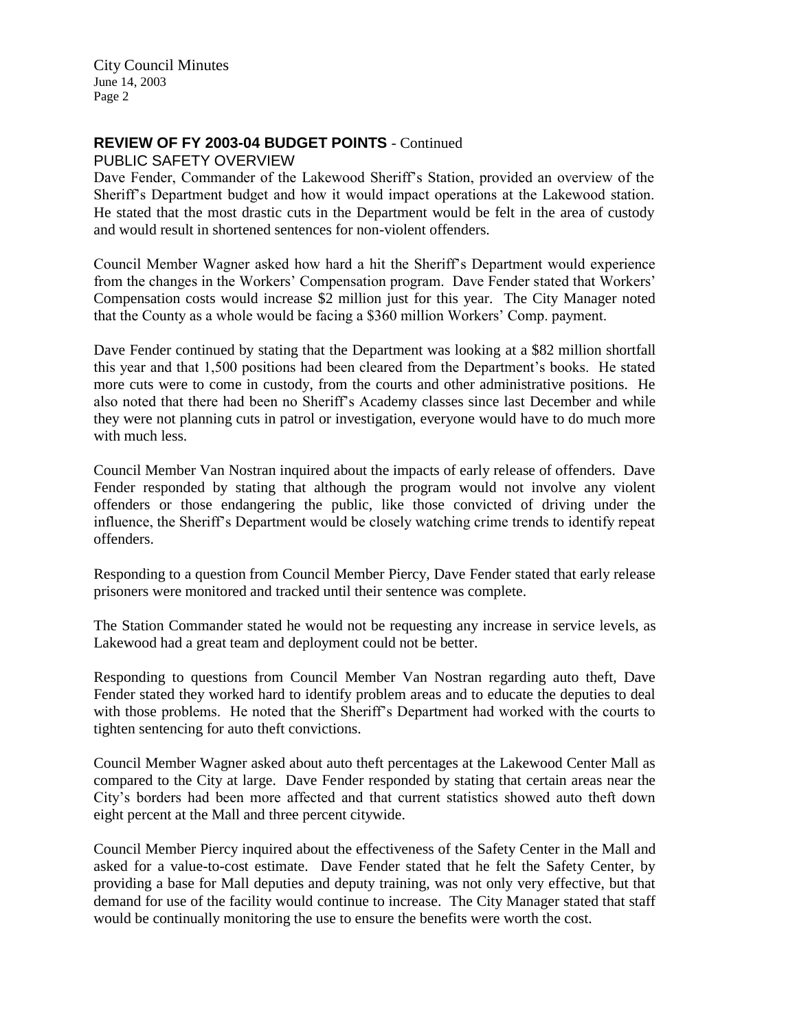**REVIEW OF FY 2003-04 BUDGET POINTS** - Continued

PUBLIC SAFETY OVERVIEW

Dave Fender, Commander of the Lakewood Sheriff's Station, provided an overview of the Sheriff's Department budget and how it would impact operations at the Lakewood station. He stated that the most drastic cuts in the Department would be felt in the area of custody and would result in shortened sentences for non-violent offenders.

Council Member Wagner asked how hard a hit the Sheriff's Department would experience from the changes in the Workers' Compensation program. Dave Fender stated that Workers' Compensation costs would increase $2 million just for this year. The City Manager noted that the County as a whole would be facing a $360 million Workers' Comp. payment.

Dave Fender continued by stating that the Department was looking at a $82 million shortfall this year and that 1,500 positions had been cleared from the Department's books. He stated more cuts were to come in custody, from the courts and other administrative positions. He also noted that there had been no Sheriff's Academy classes since last December and while they were not planning cuts in patrol or investigation, everyone would have to do much more with much less.

Council Member Van Nostran inquired about the impacts of early release of offenders. Dave Fender responded by stating that although the program would not involve any violent offenders or those endangering the public, like those convicted of driving under the influence, the Sheriff's Department would be closely watching crime trends to identify repeat offenders.

Responding to a question from Council Member Piercy, Dave Fender stated that early release prisoners were monitored and tracked until their sentence was complete.

The Station Commander stated he would not be requesting any increase in service levels, as Lakewood had a great team and deployment could not be better.

Responding to questions from Council Member Van Nostran regarding auto theft, Dave Fender stated they worked hard to identify problem areas and to educate the deputies to deal with those problems. He noted that the Sheriff's Department had worked with the courts to tighten sentencing for auto theft convictions.

Council Member Wagner asked about auto theft percentages at the Lakewood Center Mall as compared to the City at large. Dave Fender responded by stating that certain areas near the City's borders had been more affected and that current statistics showed auto theft down eight percent at the Mall and three percent citywide.

Council Member Piercy inquired about the effectiveness of the Safety Center in the Mall and asked for a value-to-cost estimate. Dave Fender stated that he felt the Safety Center, by providing a base for Mall deputies and deputy training, was not only very effective, but that demand for use of the facility would continue to increase. The City Manager stated that staff would be continually monitoring the use to ensure the benefits were worth the cost.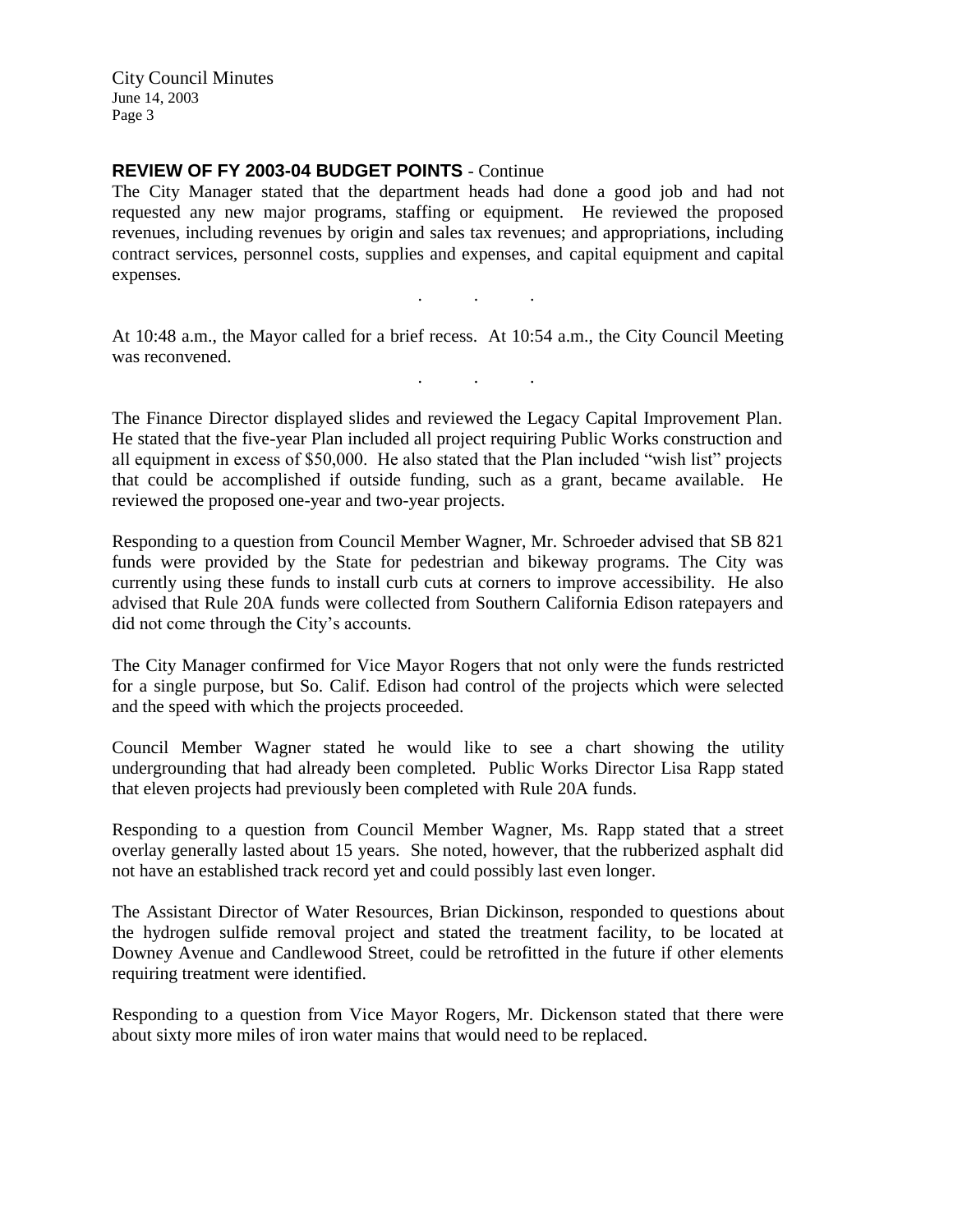**REVIEW OF FY 2003-04 BUDGET POINTS** - Continue

The City Manager stated that the department heads had done a good job and had not requested any new major programs, staffing or equipment. He reviewed the proposed revenues, including revenues by origin and sales tax revenues; and appropriations, including contract services, personnel costs, supplies and expenses, and capital equipment and capital expenses.

. . .

At 10:48 a.m., the Mayor called for a brief recess. At 10:54 a.m., the City Council Meeting was reconvened.

. . .

The Finance Director displayed slides and reviewed the Legacy Capital Improvement Plan. He stated that the five-year Plan included all project requiring Public Works construction and all equipment in excess of $50,000. He also stated that the Plan included "wish list" projects that could be accomplished if outside funding, such as a grant, became available. He reviewed the proposed one-year and two-year projects.

Responding to a question from Council Member Wagner, Mr. Schroeder advised that SB 821 funds were provided by the State for pedestrian and bikeway programs. The City was currently using these funds to install curb cuts at corners to improve accessibility. He also advised that Rule 20A funds were collected from Southern California Edison ratepayers and did not come through the City's accounts.

The City Manager confirmed for Vice Mayor Rogers that not only were the funds restricted for a single purpose, but So. Calif. Edison had control of the projects which were selected and the speed with which the projects proceeded.

Council Member Wagner stated he would like to see a chart showing the utility undergrounding that had already been completed. Public Works Director Lisa Rapp stated that eleven projects had previously been completed with Rule 20A funds.

Responding to a question from Council Member Wagner, Ms. Rapp stated that a street overlay generally lasted about 15 years. She noted, however, that the rubberized asphalt did not have an established track record yet and could possibly last even longer.

The Assistant Director of Water Resources, Brian Dickinson, responded to questions about the hydrogen sulfide removal project and stated the treatment facility, to be located at Downey Avenue and Candlewood Street, could be retrofitted in the future if other elements requiring treatment were identified.

Responding to a question from Vice Mayor Rogers, Mr. Dickenson stated that there were about sixty more miles of iron water mains that would need to be replaced.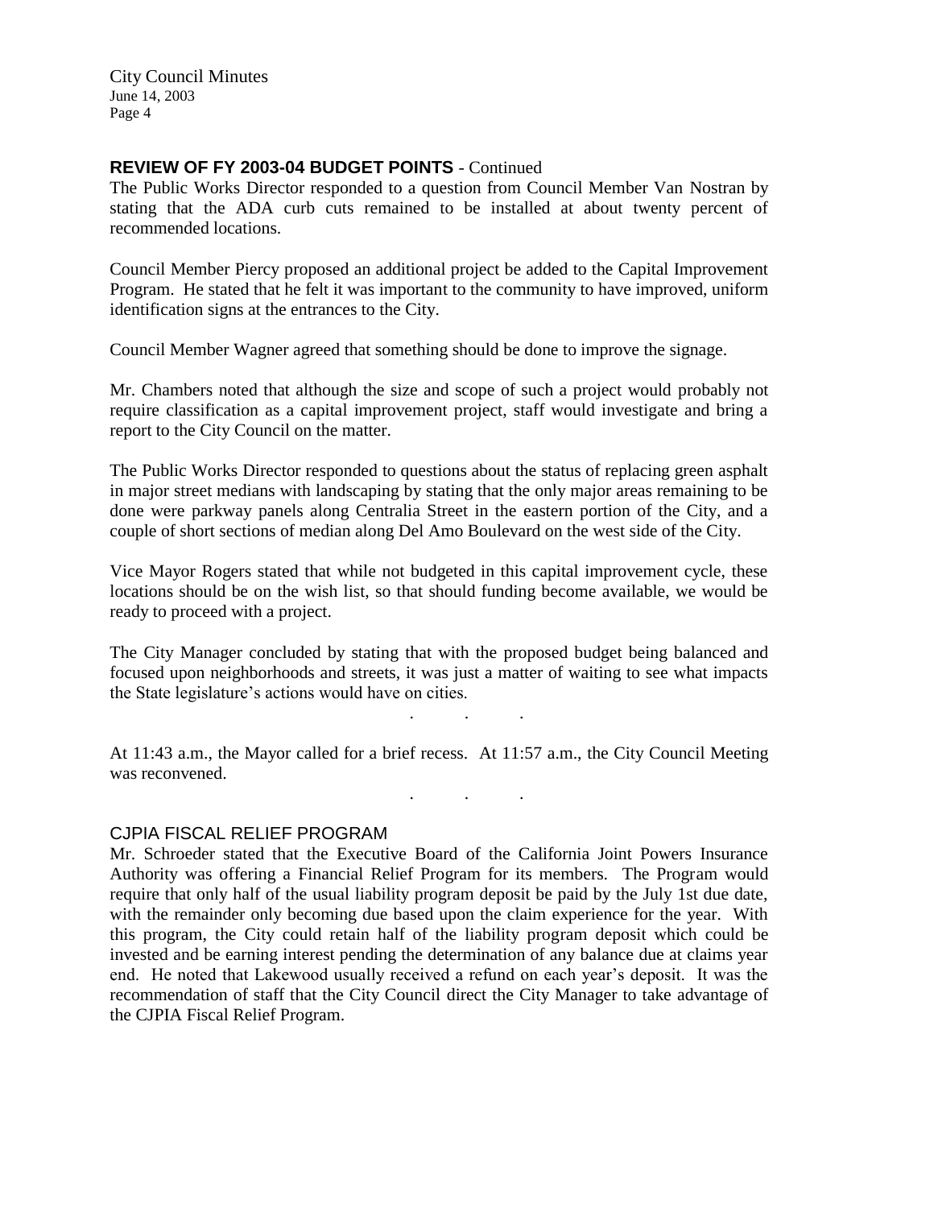## REVIEW OF FY 2003-04 BUDGET POINTS - Continued

The Public Works Director responded to a question from Council Member Van Nostran by stating that the ADA curb cuts remained to be installed at about twenty percent of recommended locations.

Council Member Piercy proposed an additional project be added to the Capital Improvement Program. He stated that he felt it was important to the community to have improved, uniform identification signs at the entrances to the City.

Council Member Wagner agreed that something should be done to improve the signage.

Mr. Chambers noted that although the size and scope of such a project would probably not require classification as a capital improvement project, staff would investigate and bring a report to the City Council on the matter.

The Public Works Director responded to questions about the status of replacing green asphalt in major street medians with landscaping by stating that the only major areas remaining to be done were parkway panels along Centralia Street in the eastern portion of the City, and a couple of short sections of median along Del Amo Boulevard on the west side of the City.

Vice Mayor Rogers stated that while not budgeted in this capital improvement cycle, these locations should be on the wish list, so that should funding become available, we would be ready to proceed with a project.

The City Manager concluded by stating that with the proposed budget being balanced and focused upon neighborhoods and streets, it was just a matter of waiting to see what impacts the State legislature's actions would have on cities.

. . .

At 11:43 a.m., the Mayor called for a brief recess. At 11:57 a.m., the City Council Meeting was reconvened.

. . .

## CJPIA FISCAL RELIEF PROGRAM

Mr. Schroeder stated that the Executive Board of the California Joint Powers Insurance Authority was offering a Financial Relief Program for its members. The Program would require that only half of the usual liability program deposit be paid by the July 1st due date, with the remainder only becoming due based upon the claim experience for the year. With this program, the City could retain half of the liability program deposit which could be invested and be earning interest pending the determination of any balance due at claims year end. He noted that Lakewood usually received a refund on each year's deposit. It was the recommendation of staff that the City Council direct the City Manager to take advantage of the CJPIA Fiscal Relief Program.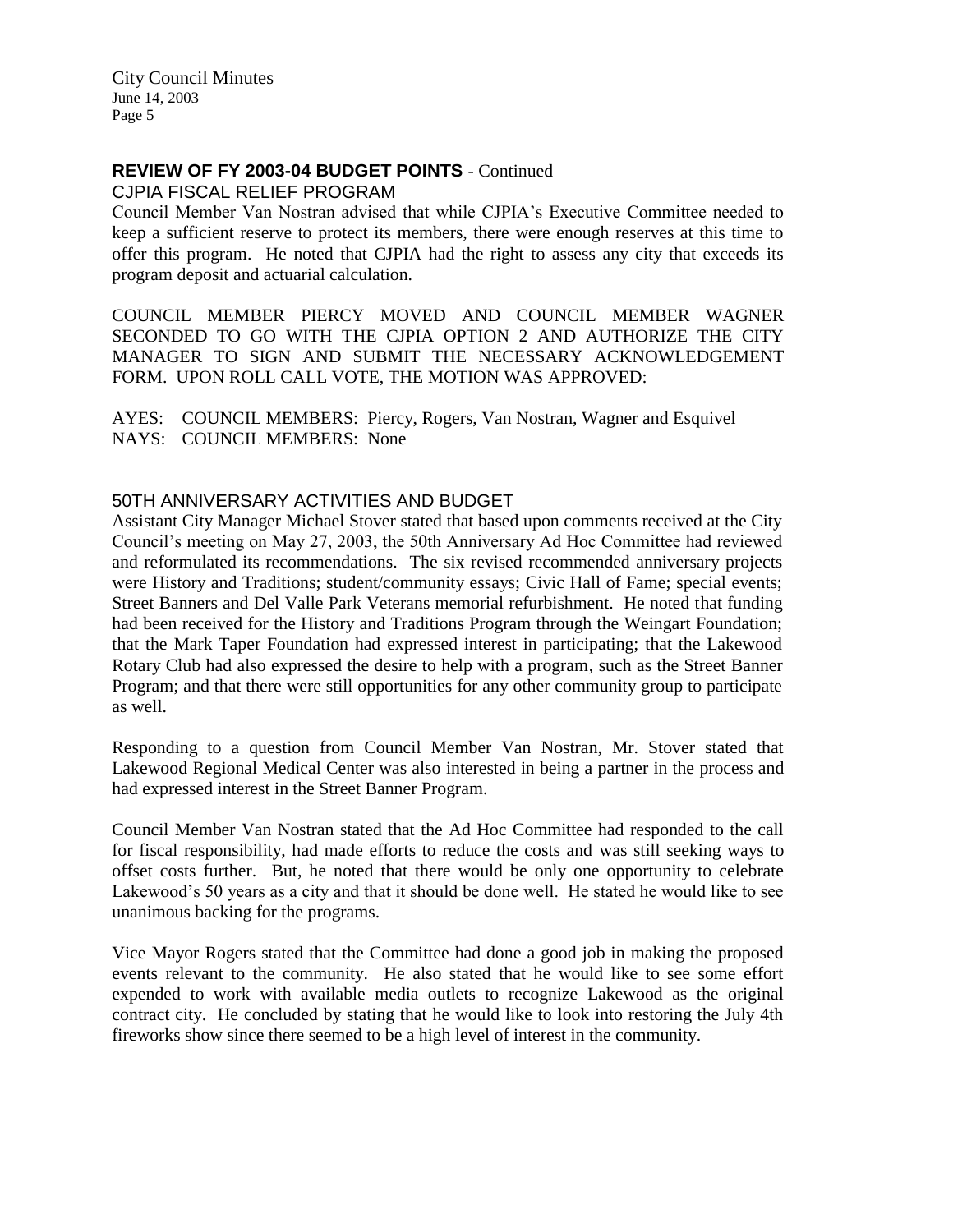**REVIEW OF FY 2003-04 BUDGET POINTS** - Continued

CJPIA FISCAL RELIEF PROGRAM

Council Member Van Nostran advised that while CJPIA's Executive Committee needed to keep a sufficient reserve to protect its members, there were enough reserves at this time to offer this program. He noted that CJPIA had the right to assess any city that exceeds its program deposit and actuarial calculation.

COUNCIL MEMBER PIERCY MOVED AND COUNCIL MEMBER WAGNER SECONDED TO GO WITH THE CJPIA OPTION 2 AND AUTHORIZE THE CITY MANAGER TO SIGN AND SUBMIT THE NECESSARY ACKNOWLEDGEMENT FORM. UPON ROLL CALL VOTE, THE MOTION WAS APPROVED:

AYES: COUNCIL MEMBERS: Piercy, Rogers, Van Nostran, Wagner and Esquivel
NAYS: COUNCIL MEMBERS: None

50TH ANNIVERSARY ACTIVITIES AND BUDGET

Assistant City Manager Michael Stover stated that based upon comments received at the City Council's meeting on May 27, 2003, the 50th Anniversary Ad Hoc Committee had reviewed and reformulated its recommendations. The six revised recommended anniversary projects were History and Traditions; student/community essays; Civic Hall of Fame; special events; Street Banners and Del Valle Park Veterans memorial refurbishment. He noted that funding had been received for the History and Traditions Program through the Weingart Foundation; that the Mark Taper Foundation had expressed interest in participating; that the Lakewood Rotary Club had also expressed the desire to help with a program, such as the Street Banner Program; and that there were still opportunities for any other community group to participate as well.

Responding to a question from Council Member Van Nostran, Mr. Stover stated that Lakewood Regional Medical Center was also interested in being a partner in the process and had expressed interest in the Street Banner Program.

Council Member Van Nostran stated that the Ad Hoc Committee had responded to the call for fiscal responsibility, had made efforts to reduce the costs and was still seeking ways to offset costs further. But, he noted that there would be only one opportunity to celebrate Lakewood's 50 years as a city and that it should be done well. He stated he would like to see unanimous backing for the programs.

Vice Mayor Rogers stated that the Committee had done a good job in making the proposed events relevant to the community. He also stated that he would like to see some effort expended to work with available media outlets to recognize Lakewood as the original contract city. He concluded by stating that he would like to look into restoring the July 4th fireworks show since there seemed to be a high level of interest in the community.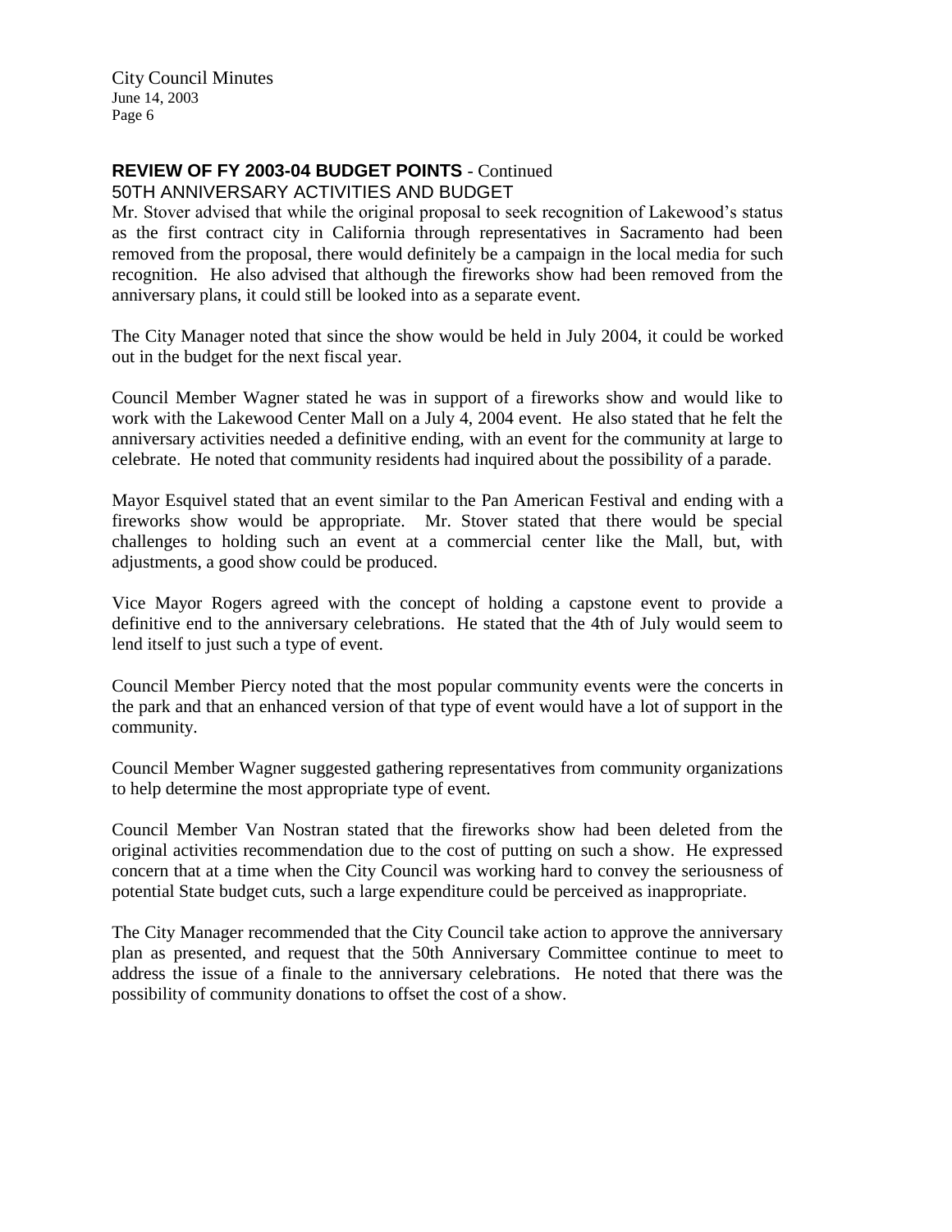**REVIEW OF FY 2003-04 BUDGET POINTS** - Continued

50TH ANNIVERSARY ACTIVITIES AND BUDGET

Mr. Stover advised that while the original proposal to seek recognition of Lakewood's status as the first contract city in California through representatives in Sacramento had been removed from the proposal, there would definitely be a campaign in the local media for such recognition. He also advised that although the fireworks show had been removed from the anniversary plans, it could still be looked into as a separate event.

The City Manager noted that since the show would be held in July 2004, it could be worked out in the budget for the next fiscal year.

Council Member Wagner stated he was in support of a fireworks show and would like to work with the Lakewood Center Mall on a July 4, 2004 event. He also stated that he felt the anniversary activities needed a definitive ending, with an event for the community at large to celebrate. He noted that community residents had inquired about the possibility of a parade.

Mayor Esquivel stated that an event similar to the Pan American Festival and ending with a fireworks show would be appropriate. Mr. Stover stated that there would be special challenges to holding such an event at a commercial center like the Mall, but, with adjustments, a good show could be produced.

Vice Mayor Rogers agreed with the concept of holding a capstone event to provide a definitive end to the anniversary celebrations. He stated that the 4th of July would seem to lend itself to just such a type of event.

Council Member Piercy noted that the most popular community events were the concerts in the park and that an enhanced version of that type of event would have a lot of support in the community.

Council Member Wagner suggested gathering representatives from community organizations to help determine the most appropriate type of event.

Council Member Van Nostran stated that the fireworks show had been deleted from the original activities recommendation due to the cost of putting on such a show. He expressed concern that at a time when the City Council was working hard to convey the seriousness of potential State budget cuts, such a large expenditure could be perceived as inappropriate.

The City Manager recommended that the City Council take action to approve the anniversary plan as presented, and request that the 50th Anniversary Committee continue to meet to address the issue of a finale to the anniversary celebrations. He noted that there was the possibility of community donations to offset the cost of a show.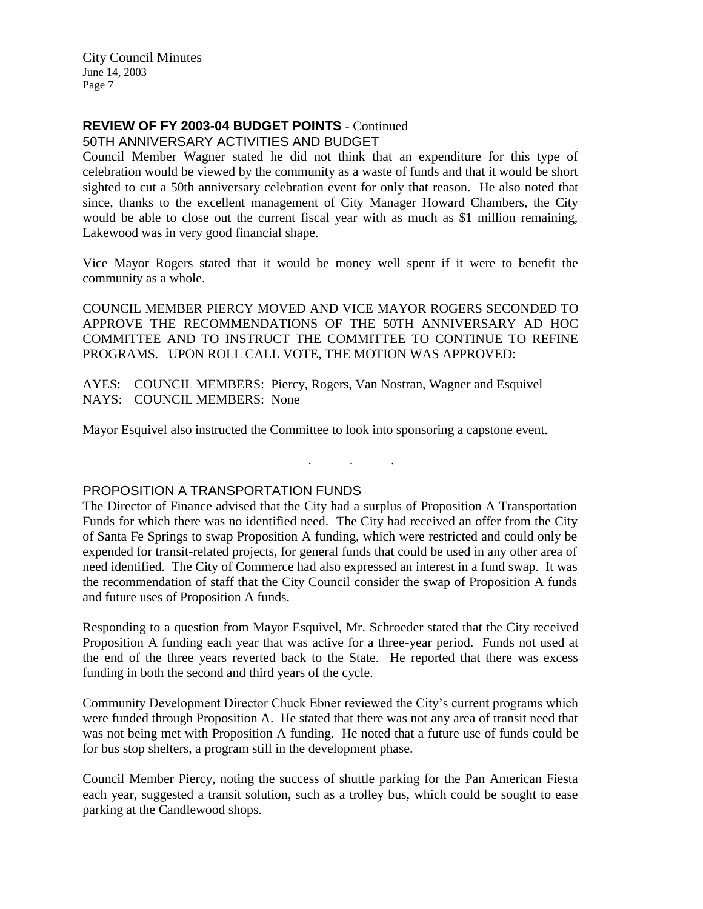## REVIEW OF FY 2003-04 BUDGET POINTS - Continued

### 50TH ANNIVERSARY ACTIVITIES AND BUDGET

Council Member Wagner stated he did not think that an expenditure for this type of celebration would be viewed by the community as a waste of funds and that it would be short sighted to cut a 50th anniversary celebration event for only that reason. He also noted that since, thanks to the excellent management of City Manager Howard Chambers, the City would be able to close out the current fiscal year with as much as $1 million remaining, Lakewood was in very good financial shape.

Vice Mayor Rogers stated that it would be money well spent if it were to benefit the community as a whole.

COUNCIL MEMBER PIERCY MOVED AND VICE MAYOR ROGERS SECONDED TO APPROVE THE RECOMMENDATIONS OF THE 50TH ANNIVERSARY AD HOC COMMITTEE AND TO INSTRUCT THE COMMITTEE TO CONTINUE TO REFINE PROGRAMS. UPON ROLL CALL VOTE, THE MOTION WAS APPROVED:

AYES: COUNCIL MEMBERS: Piercy, Rogers, Van Nostran, Wagner and Esquivel
NAYS: COUNCIL MEMBERS: None

Mayor Esquivel also instructed the Committee to look into sponsoring a capstone event.

. . .

### PROPOSITION A TRANSPORTATION FUNDS

The Director of Finance advised that the City had a surplus of Proposition A Transportation Funds for which there was no identified need. The City had received an offer from the City of Santa Fe Springs to swap Proposition A funding, which were restricted and could only be expended for transit-related projects, for general funds that could be used in any other area of need identified. The City of Commerce had also expressed an interest in a fund swap. It was the recommendation of staff that the City Council consider the swap of Proposition A funds and future uses of Proposition A funds.

Responding to a question from Mayor Esquivel, Mr. Schroeder stated that the City received Proposition A funding each year that was active for a three-year period. Funds not used at the end of the three years reverted back to the State. He reported that there was excess funding in both the second and third years of the cycle.

Community Development Director Chuck Ebner reviewed the City's current programs which were funded through Proposition A. He stated that there was not any area of transit need that was not being met with Proposition A funding. He noted that a future use of funds could be for bus stop shelters, a program still in the development phase.

Council Member Piercy, noting the success of shuttle parking for the Pan American Fiesta each year, suggested a transit solution, such as a trolley bus, which could be sought to ease parking at the Candlewood shops.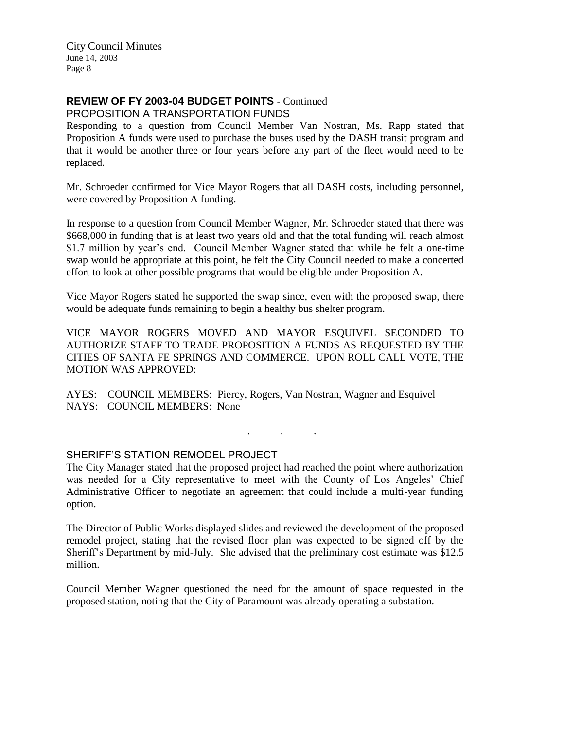## REVIEW OF FY 2003-04 BUDGET POINTS - Continued

### PROPOSITION A TRANSPORTATION FUNDS

Responding to a question from Council Member Van Nostran, Ms. Rapp stated that Proposition A funds were used to purchase the buses used by the DASH transit program and that it would be another three or four years before any part of the fleet would need to be replaced.

Mr. Schroeder confirmed for Vice Mayor Rogers that all DASH costs, including personnel, were covered by Proposition A funding.

In response to a question from Council Member Wagner, Mr. Schroeder stated that there was $668,000 in funding that is at least two years old and that the total funding will reach almost $1.7 million by year's end. Council Member Wagner stated that while he felt a one-time swap would be appropriate at this point, he felt the City Council needed to make a concerted effort to look at other possible programs that would be eligible under Proposition A.

Vice Mayor Rogers stated he supported the swap since, even with the proposed swap, there would be adequate funds remaining to begin a healthy bus shelter program.

VICE MAYOR ROGERS MOVED AND MAYOR ESQUIVEL SECONDED TO AUTHORIZE STAFF TO TRADE PROPOSITION A FUNDS AS REQUESTED BY THE CITIES OF SANTA FE SPRINGS AND COMMERCE. UPON ROLL CALL VOTE, THE MOTION WAS APPROVED:

AYES: COUNCIL MEMBERS: Piercy, Rogers, Van Nostran, Wagner and Esquivel
NAYS: COUNCIL MEMBERS: None

. . .

### SHERIFF'S STATION REMODEL PROJECT

The City Manager stated that the proposed project had reached the point where authorization was needed for a City representative to meet with the County of Los Angeles' Chief Administrative Officer to negotiate an agreement that could include a multi-year funding option.

The Director of Public Works displayed slides and reviewed the development of the proposed remodel project, stating that the revised floor plan was expected to be signed off by the Sheriff's Department by mid-July. She advised that the preliminary cost estimate was $12.5 million.

Council Member Wagner questioned the need for the amount of space requested in the proposed station, noting that the City of Paramount was already operating a substation.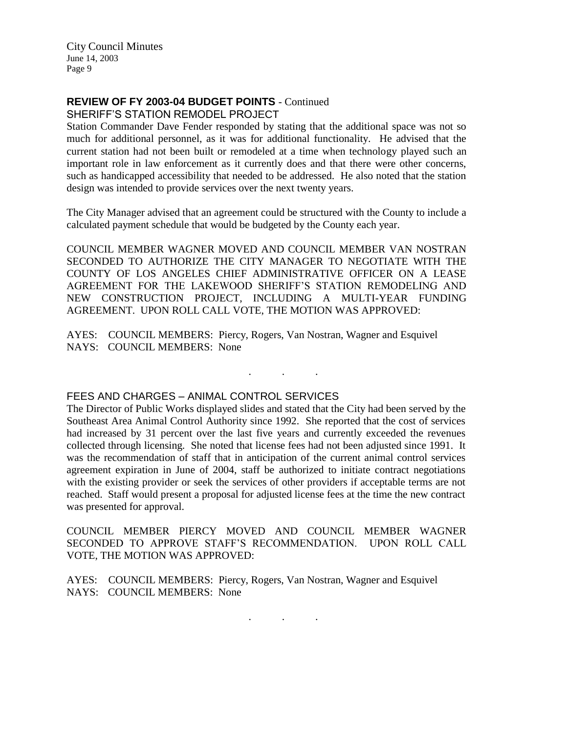## REVIEW OF FY 2003-04 BUDGET POINTS - Continued

SHERIFF'S STATION REMODEL PROJECT

Station Commander Dave Fender responded by stating that the additional space was not so much for additional personnel, as it was for additional functionality. He advised that the current station had not been built or remodeled at a time when technology played such an important role in law enforcement as it currently does and that there were other concerns, such as handicapped accessibility that needed to be addressed. He also noted that the station design was intended to provide services over the next twenty years.

The City Manager advised that an agreement could be structured with the County to include a calculated payment schedule that would be budgeted by the County each year.

COUNCIL MEMBER WAGNER MOVED AND COUNCIL MEMBER VAN NOSTRAN SECONDED TO AUTHORIZE THE CITY MANAGER TO NEGOTIATE WITH THE COUNTY OF LOS ANGELES CHIEF ADMINISTRATIVE OFFICER ON A LEASE AGREEMENT FOR THE LAKEWOOD SHERIFF'S STATION REMODELING AND NEW CONSTRUCTION PROJECT, INCLUDING A MULTI-YEAR FUNDING AGREEMENT. UPON ROLL CALL VOTE, THE MOTION WAS APPROVED:

AYES: COUNCIL MEMBERS: Piercy, Rogers, Van Nostran, Wagner and Esquivel
NAYS: COUNCIL MEMBERS: None

. . .

FEES AND CHARGES – ANIMAL CONTROL SERVICES

The Director of Public Works displayed slides and stated that the City had been served by the Southeast Area Animal Control Authority since 1992. She reported that the cost of services had increased by 31 percent over the last five years and currently exceeded the revenues collected through licensing. She noted that license fees had not been adjusted since 1991. It was the recommendation of staff that in anticipation of the current animal control services agreement expiration in June of 2004, staff be authorized to initiate contract negotiations with the existing provider or seek the services of other providers if acceptable terms are not reached. Staff would present a proposal for adjusted license fees at the time the new contract was presented for approval.

COUNCIL MEMBER PIERCY MOVED AND COUNCIL MEMBER WAGNER SECONDED TO APPROVE STAFF'S RECOMMENDATION. UPON ROLL CALL VOTE, THE MOTION WAS APPROVED:

AYES: COUNCIL MEMBERS: Piercy, Rogers, Van Nostran, Wagner and Esquivel
NAYS: COUNCIL MEMBERS: None

. . .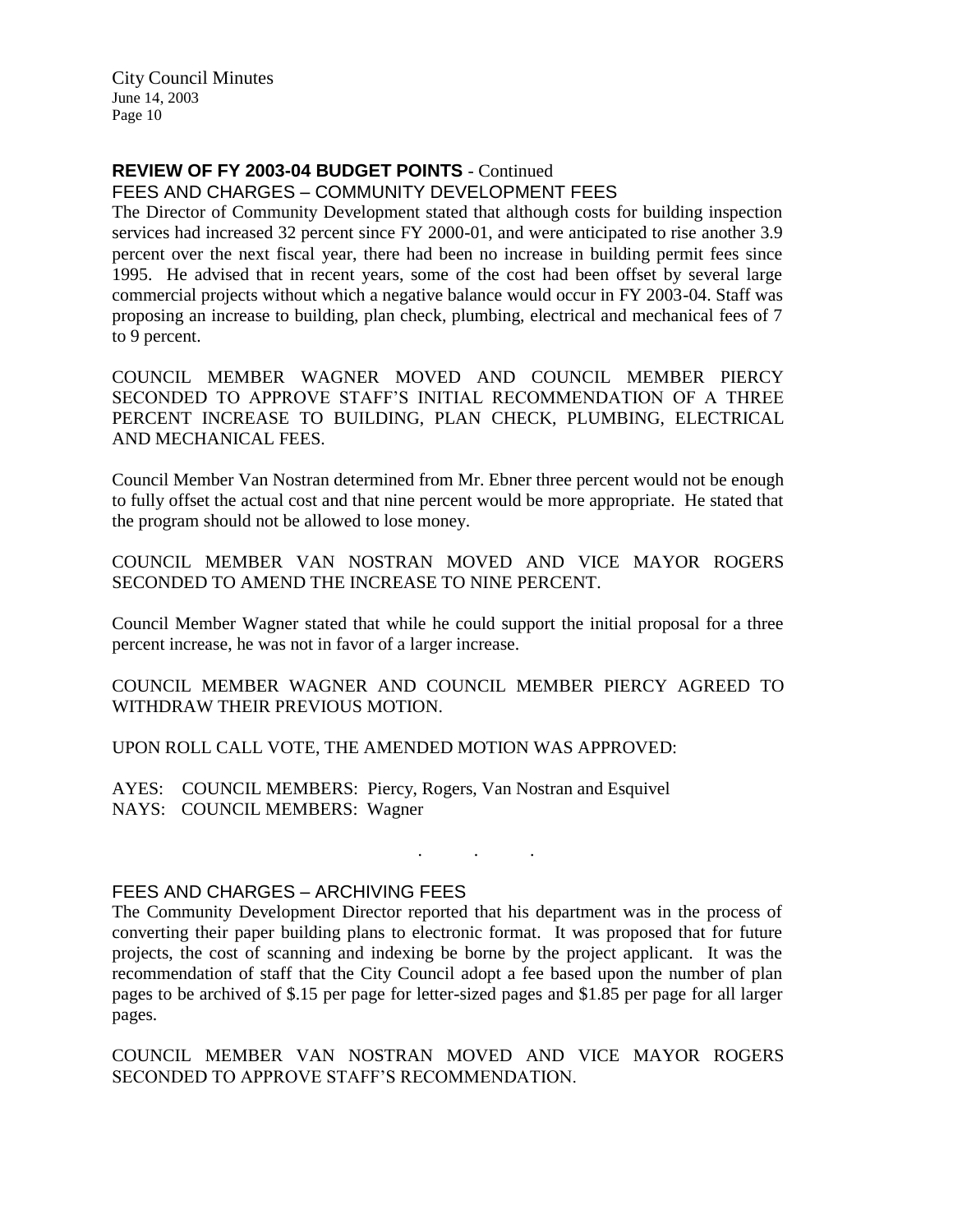**REVIEW OF FY 2003-04 BUDGET POINTS** - Continued

FEES AND CHARGES – COMMUNITY DEVELOPMENT FEES

The Director of Community Development stated that although costs for building inspection services had increased 32 percent since FY 2000-01, and were anticipated to rise another 3.9 percent over the next fiscal year, there had been no increase in building permit fees since 1995. He advised that in recent years, some of the cost had been offset by several large commercial projects without which a negative balance would occur in FY 2003-04. Staff was proposing an increase to building, plan check, plumbing, electrical and mechanical fees of 7 to 9 percent.

COUNCIL MEMBER WAGNER MOVED AND COUNCIL MEMBER PIERCY SECONDED TO APPROVE STAFF'S INITIAL RECOMMENDATION OF A THREE PERCENT INCREASE TO BUILDING, PLAN CHECK, PLUMBING, ELECTRICAL AND MECHANICAL FEES.

Council Member Van Nostran determined from Mr. Ebner three percent would not be enough to fully offset the actual cost and that nine percent would be more appropriate. He stated that the program should not be allowed to lose money.

COUNCIL MEMBER VAN NOSTRAN MOVED AND VICE MAYOR ROGERS SECONDED TO AMEND THE INCREASE TO NINE PERCENT.

Council Member Wagner stated that while he could support the initial proposal for a three percent increase, he was not in favor of a larger increase.

COUNCIL MEMBER WAGNER AND COUNCIL MEMBER PIERCY AGREED TO WITHDRAW THEIR PREVIOUS MOTION.

UPON ROLL CALL VOTE, THE AMENDED MOTION WAS APPROVED:

AYES: COUNCIL MEMBERS: Piercy, Rogers, Van Nostran and Esquivel
NAYS: COUNCIL MEMBERS: Wagner

. . .

FEES AND CHARGES – ARCHIVING FEES

The Community Development Director reported that his department was in the process of converting their paper building plans to electronic format. It was proposed that for future projects, the cost of scanning and indexing be borne by the project applicant. It was the recommendation of staff that the City Council adopt a fee based upon the number of plan pages to be archived of $.15 per page for letter-sized pages and $1.85 per page for all larger pages.

COUNCIL MEMBER VAN NOSTRAN MOVED AND VICE MAYOR ROGERS SECONDED TO APPROVE STAFF'S RECOMMENDATION.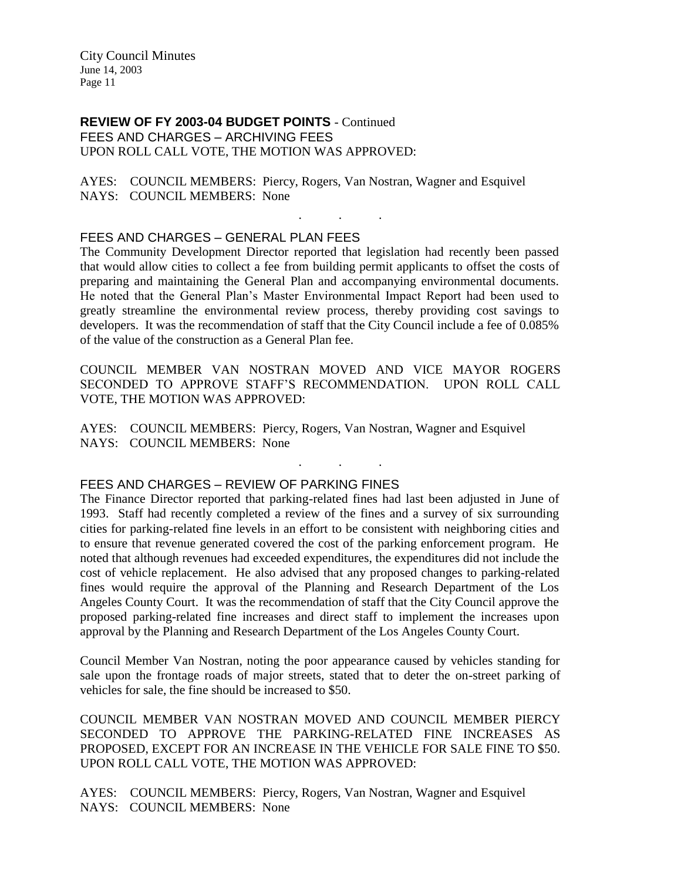**REVIEW OF FY 2003-04 BUDGET POINTS** - Continued

FEES AND CHARGES – ARCHIVING FEES

UPON ROLL CALL VOTE, THE MOTION WAS APPROVED:

AYES: COUNCIL MEMBERS: Piercy, Rogers, Van Nostran, Wagner and Esquivel
NAYS: COUNCIL MEMBERS: None

. . .

FEES AND CHARGES – GENERAL PLAN FEES

The Community Development Director reported that legislation had recently been passed that would allow cities to collect a fee from building permit applicants to offset the costs of preparing and maintaining the General Plan and accompanying environmental documents. He noted that the General Plan's Master Environmental Impact Report had been used to greatly streamline the environmental review process, thereby providing cost savings to developers. It was the recommendation of staff that the City Council include a fee of 0.085% of the value of the construction as a General Plan fee.

COUNCIL MEMBER VAN NOSTRAN MOVED AND VICE MAYOR ROGERS SECONDED TO APPROVE STAFF'S RECOMMENDATION. UPON ROLL CALL VOTE, THE MOTION WAS APPROVED:

AYES: COUNCIL MEMBERS: Piercy, Rogers, Van Nostran, Wagner and Esquivel
NAYS: COUNCIL MEMBERS: None

. . .

FEES AND CHARGES – REVIEW OF PARKING FINES

The Finance Director reported that parking-related fines had last been adjusted in June of 1993. Staff had recently completed a review of the fines and a survey of six surrounding cities for parking-related fine levels in an effort to be consistent with neighboring cities and to ensure that revenue generated covered the cost of the parking enforcement program. He noted that although revenues had exceeded expenditures, the expenditures did not include the cost of vehicle replacement. He also advised that any proposed changes to parking-related fines would require the approval of the Planning and Research Department of the Los Angeles County Court. It was the recommendation of staff that the City Council approve the proposed parking-related fine increases and direct staff to implement the increases upon approval by the Planning and Research Department of the Los Angeles County Court.

Council Member Van Nostran, noting the poor appearance caused by vehicles standing for sale upon the frontage roads of major streets, stated that to deter the on-street parking of vehicles for sale, the fine should be increased to $50.

COUNCIL MEMBER VAN NOSTRAN MOVED AND COUNCIL MEMBER PIERCY SECONDED TO APPROVE THE PARKING-RELATED FINE INCREASES AS PROPOSED, EXCEPT FOR AN INCREASE IN THE VEHICLE FOR SALE FINE TO $50. UPON ROLL CALL VOTE, THE MOTION WAS APPROVED:

AYES: COUNCIL MEMBERS: Piercy, Rogers, Van Nostran, Wagner and Esquivel
NAYS: COUNCIL MEMBERS: None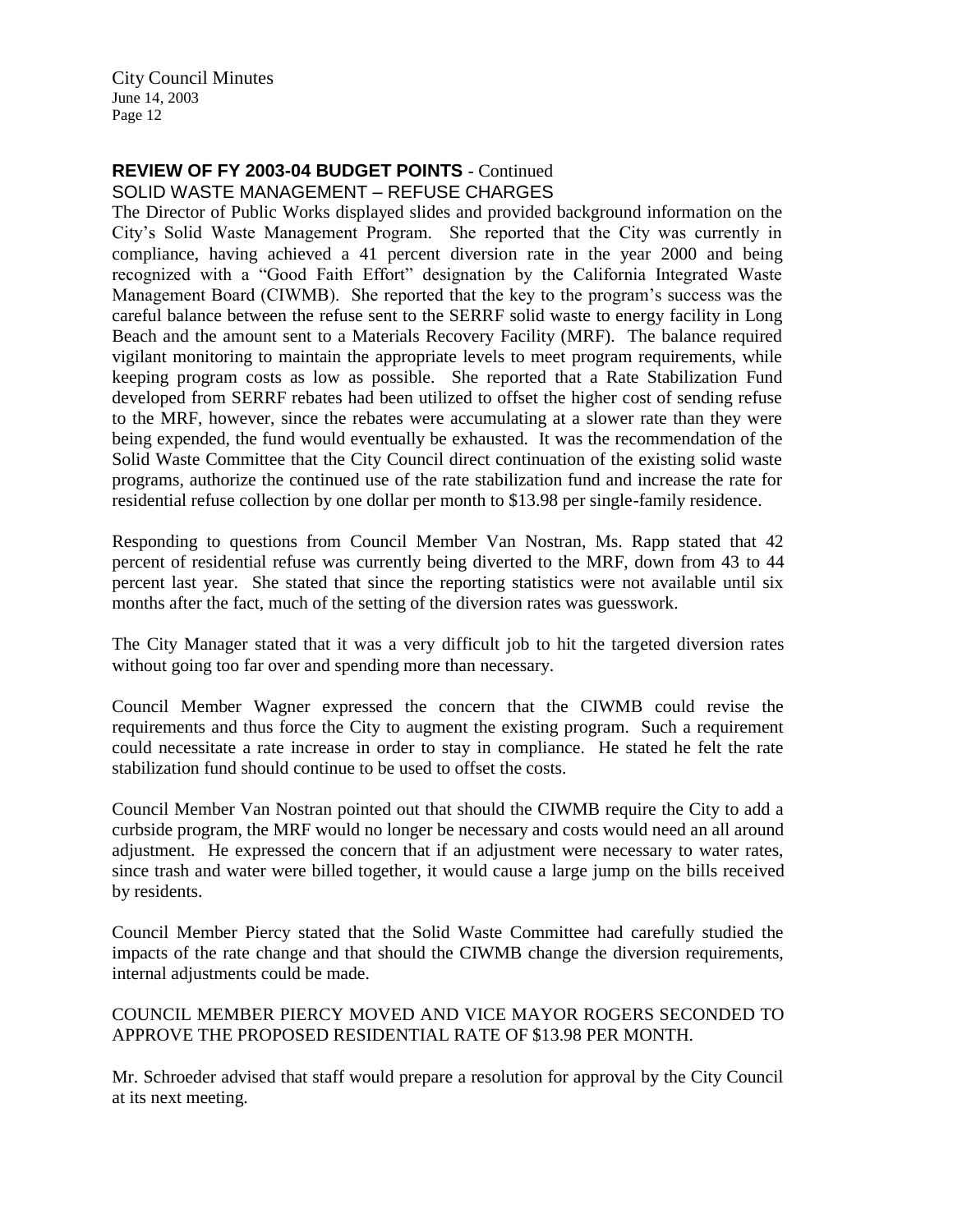## REVIEW OF FY 2003-04 BUDGET POINTS - Continued

### SOLID WASTE MANAGEMENT – REFUSE CHARGES

The Director of Public Works displayed slides and provided background information on the City's Solid Waste Management Program. She reported that the City was currently in compliance, having achieved a 41 percent diversion rate in the year 2000 and being recognized with a "Good Faith Effort" designation by the California Integrated Waste Management Board (CIWMB). She reported that the key to the program's success was the careful balance between the refuse sent to the SERRF solid waste to energy facility in Long Beach and the amount sent to a Materials Recovery Facility (MRF). The balance required vigilant monitoring to maintain the appropriate levels to meet program requirements, while keeping program costs as low as possible. She reported that a Rate Stabilization Fund developed from SERRF rebates had been utilized to offset the higher cost of sending refuse to the MRF, however, since the rebates were accumulating at a slower rate than they were being expended, the fund would eventually be exhausted. It was the recommendation of the Solid Waste Committee that the City Council direct continuation of the existing solid waste programs, authorize the continued use of the rate stabilization fund and increase the rate for residential refuse collection by one dollar per month to $13.98 per single-family residence.

Responding to questions from Council Member Van Nostran, Ms. Rapp stated that 42 percent of residential refuse was currently being diverted to the MRF, down from 43 to 44 percent last year. She stated that since the reporting statistics were not available until six months after the fact, much of the setting of the diversion rates was guesswork.

The City Manager stated that it was a very difficult job to hit the targeted diversion rates without going too far over and spending more than necessary.

Council Member Wagner expressed the concern that the CIWMB could revise the requirements and thus force the City to augment the existing program. Such a requirement could necessitate a rate increase in order to stay in compliance. He stated he felt the rate stabilization fund should continue to be used to offset the costs.

Council Member Van Nostran pointed out that should the CIWMB require the City to add a curbside program, the MRF would no longer be necessary and costs would need an all around adjustment. He expressed the concern that if an adjustment were necessary to water rates, since trash and water were billed together, it would cause a large jump on the bills received by residents.

Council Member Piercy stated that the Solid Waste Committee had carefully studied the impacts of the rate change and that should the CIWMB change the diversion requirements, internal adjustments could be made.

COUNCIL MEMBER PIERCY MOVED AND VICE MAYOR ROGERS SECONDED TO APPROVE THE PROPOSED RESIDENTIAL RATE OF $13.98 PER MONTH.

Mr. Schroeder advised that staff would prepare a resolution for approval by the City Council at its next meeting.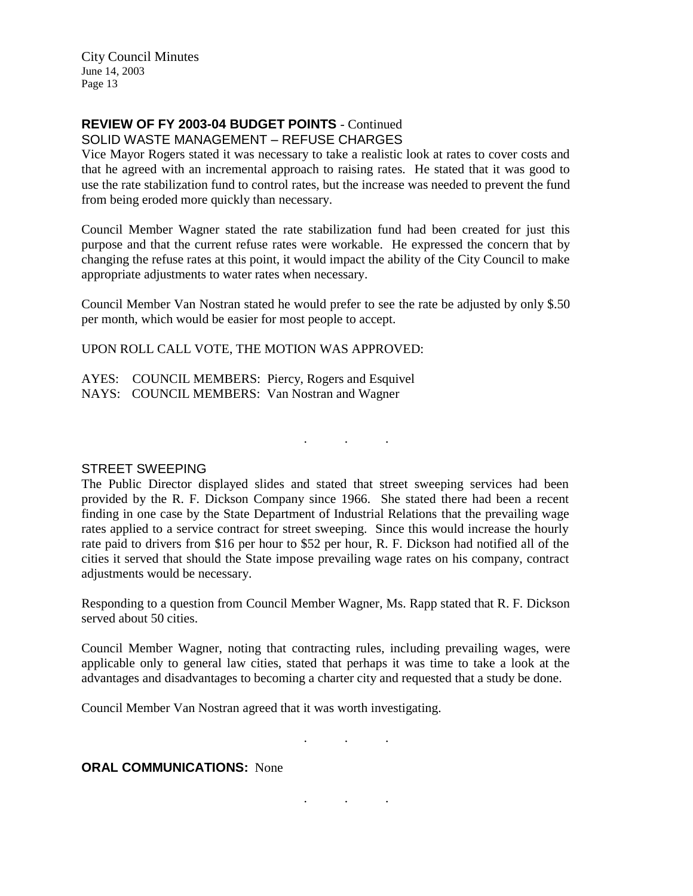**REVIEW OF FY 2003-04 BUDGET POINTS** - Continued

SOLID WASTE MANAGEMENT – REFUSE CHARGES

Vice Mayor Rogers stated it was necessary to take a realistic look at rates to cover costs and that he agreed with an incremental approach to raising rates. He stated that it was good to use the rate stabilization fund to control rates, but the increase was needed to prevent the fund from being eroded more quickly than necessary.

Council Member Wagner stated the rate stabilization fund had been created for just this purpose and that the current refuse rates were workable. He expressed the concern that by changing the refuse rates at this point, it would impact the ability of the City Council to make appropriate adjustments to water rates when necessary.

Council Member Van Nostran stated he would prefer to see the rate be adjusted by only $.50 per month, which would be easier for most people to accept.

UPON ROLL CALL VOTE, THE MOTION WAS APPROVED:

AYES: COUNCIL MEMBERS: Piercy, Rogers and Esquivel
NAYS: COUNCIL MEMBERS: Van Nostran and Wagner

. . .

STREET SWEEPING

The Public Director displayed slides and stated that street sweeping services had been provided by the R. F. Dickson Company since 1966. She stated there had been a recent finding in one case by the State Department of Industrial Relations that the prevailing wage rates applied to a service contract for street sweeping. Since this would increase the hourly rate paid to drivers from $16 per hour to $52 per hour, R. F. Dickson had notified all of the cities it served that should the State impose prevailing wage rates on his company, contract adjustments would be necessary.

Responding to a question from Council Member Wagner, Ms. Rapp stated that R. F. Dickson served about 50 cities.

Council Member Wagner, noting that contracting rules, including prevailing wages, were applicable only to general law cities, stated that perhaps it was time to take a look at the advantages and disadvantages to becoming a charter city and requested that a study be done.

Council Member Van Nostran agreed that it was worth investigating.

. . .

**ORAL COMMUNICATIONS:** None

. . .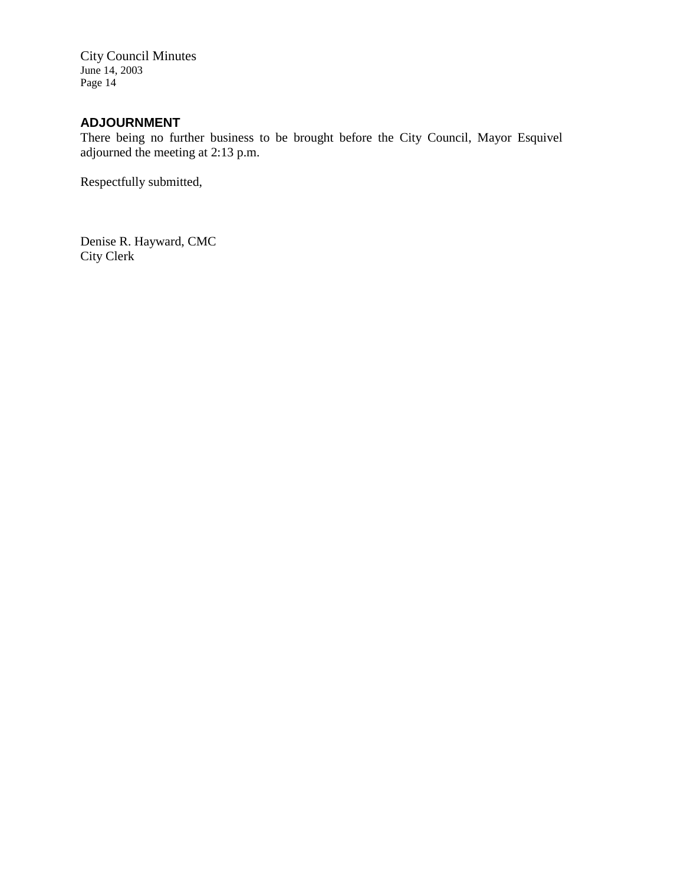## ADJOURNMENT

There being no further business to be brought before the City Council, Mayor Esquivel adjourned the meeting at 2:13 p.m.

Respectfully submitted,

Denise R. Hayward, CMC
City Clerk